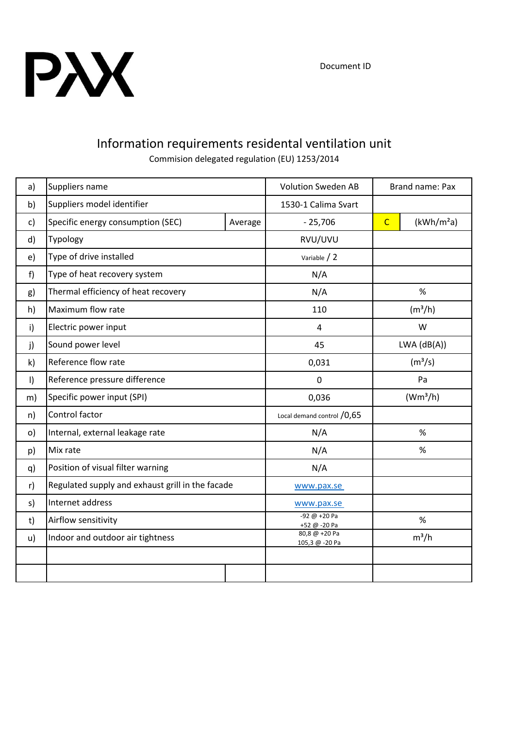PAX

Document ID

# Information requirements residental ventilation unit

Commision delegated regulation (EU) 1253/2014

| | | | | | |
|---|---|---|---|---|---|
| a) | Suppliers name | | Volution Sweden AB | Brand name: Pax | |
| b) | Suppliers model identifier | | 1530-1 Calima Svart | | |
| c) | Specific energy consumption (SEC) | Average | - 25,706 | C | (kWh/m²a) |
| d) | Typology | | RVU/UVU | | |
| e) | Type of drive installed | | Variable / 2 | | |
| f) | Type of heat recovery system | | N/A | | |
| g) | Thermal efficiency of heat recovery | | N/A | % | |
| h) | Maximum flow rate | | 110 | (m³/h) | |
| i) | Electric power input | | 4 | W | |
| j) | Sound power level | | 45 | LWA (dB(A)) | |
| k) | Reference flow rate | | 0,031 | (m³/s) | |
| l) | Reference pressure difference | | 0 | Pa | |
| m) | Specific power input (SPI) | | 0,036 | (Wm³/h) | |
| n) | Control factor | | Local demand control /0,65 | | |
| o) | Internal, external leakage rate | | N/A | % | |
| p) | Mix rate | | N/A | % | |
| q) | Position of visual filter warning | | N/A | | |
| r) | Regulated supply and exhaust grill in the facade | | www.pax.se | | |
| s) | Internet address | | www.pax.se | | |
| t) | Airflow sensitivity | | -92 @ +20 Pa<br>+52 @ -20 Pa | % | |
| u) | Indoor and outdoor air tightness | | 80,8 @ +20 Pa<br>105,3 @ -20 Pa | m³/h | |
| | | | | | |
| | | | | | |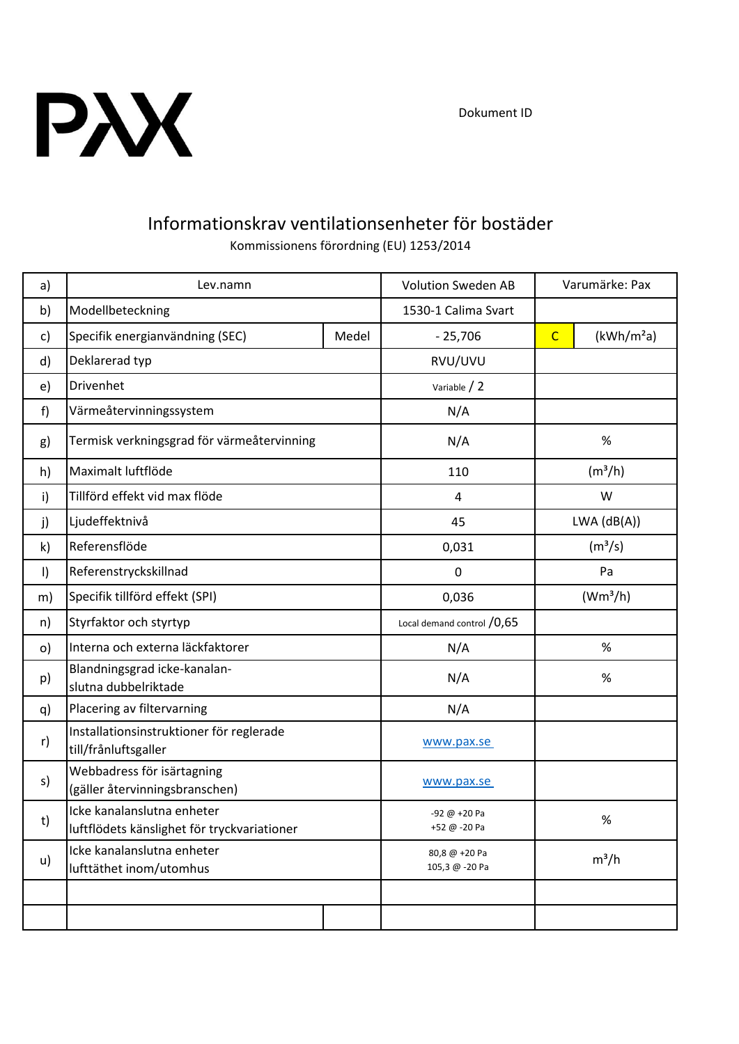PAX

Dokument ID

# Informationskrav ventilationsenheter för bostäder

Kommissionens förordning (EU) 1253/2014

| | | | | | |
|---|---|---|---|---|---|
| a) | Lev.namn | | Volution Sweden AB | Varumärke: Pax | |
| b) | Modellbeteckning | | 1530-1 Calima Svart | | |
| c) | Specifik energianvändning (SEC) | Medel | - 25,706 | C | (kWh/m²a) |
| d) | Deklarerad typ | | RVU/UVU | | |
| e) | Drivenhet | | Variable / 2 | | |
| f) | Värmeåtervinningssystem | | N/A | | |
| g) | Termisk verkningsgrad för värmeåtervinning | | N/A | % | |
| h) | Maximalt luftflöde | | 110 | ($m^3$/h) | |
| i) | Tillförd effekt vid max flöde | | 4 | W | |
| j) | Ljudeffektnivå | | 45 | LWA (dB(A)) | |
| k) | Referensflöde | | 0,031 | ($m^3$/s) | |
| l) | Referenstryckskillnad | | 0 | Pa | |
| m) | Specifik tillförd effekt (SPI) | | 0,036 | ($Wm^3$/h) | |
| n) | Styrfaktor och styrtyp | | Local demand control /0,65 | | |
| o) | Interna och externa läckfaktorer | | N/A | % | |
| p) | Blandningsgrad icke-kanalan-slutna dubbelriktade | | N/A | % | |
| q) | Placering av filtervarning | | N/A | | |
| r) | Installationsinstruktioner för reglerade till/frånluftsgaller | | www.pax.se | | |
| s) | Webbadress för isärtagning (gäller återvinningsbranschen) | | www.pax.se | | |
| t) | Icke kanalanslutna enheter luftflödets känslighet för tryckvariationer | | -92 @ +20 Pa<br>+52 @ -20 Pa | % | |
| u) | Icke kanalanslutna enheter lufttäthet inom/utomhus | | 80,8 @ +20 Pa<br>105,3 @ -20 Pa | $m^3$/h | |
| | | | | | |
| | | | | | |